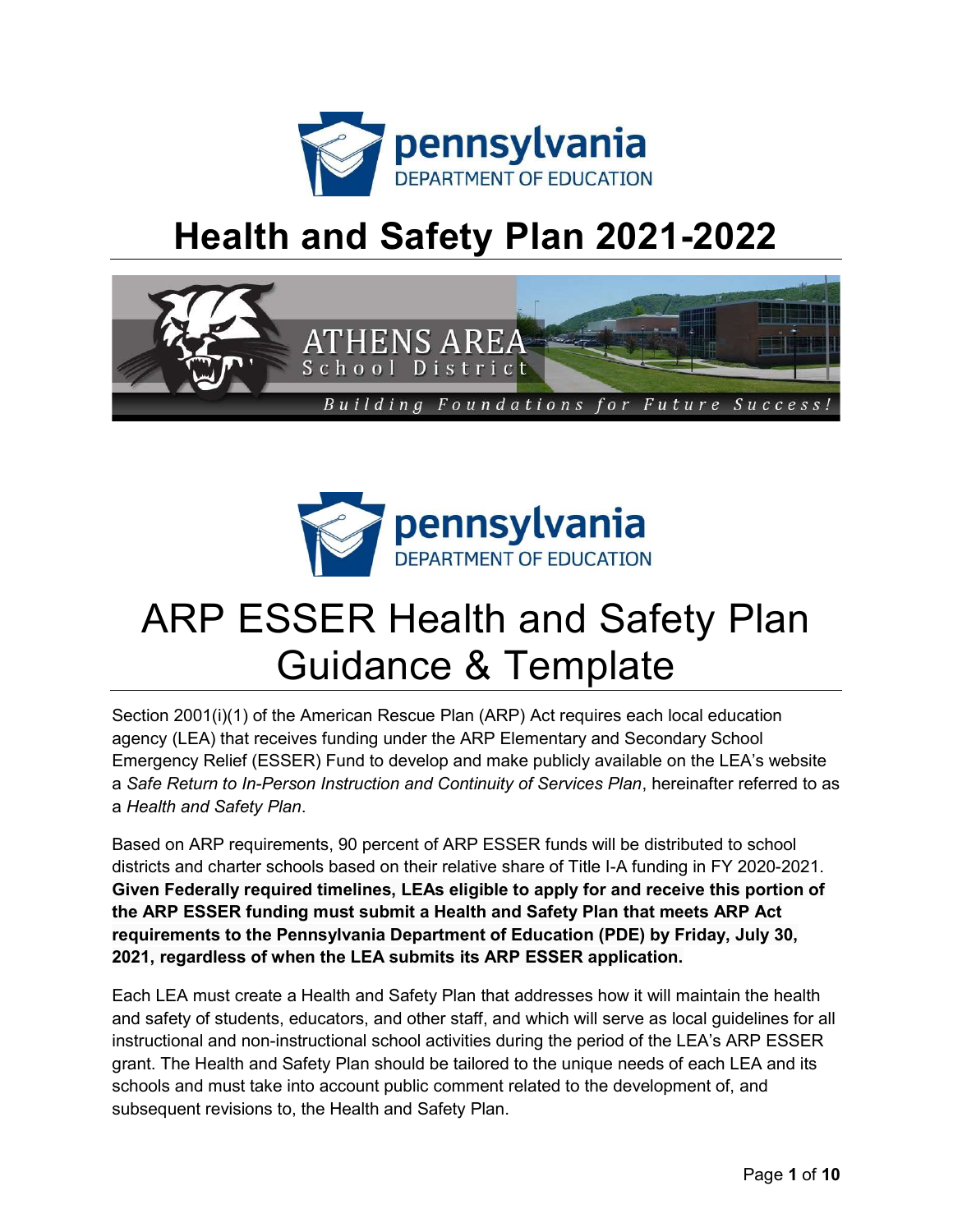# Health and Safety Plan 2021-2022

ATHENS AREA School District

*Building Foundations for Future Success!*

# ARP ESSER Health and Safety Plan Guidance & Template

Section 2001(i)(1) of the American Rescue Plan (ARP) Act requires each local education agency (LEA) that receives funding under the ARP Elementary and Secondary School Emergency Relief (ESSER) Fund to develop and make publicly available on the LEA's website a *Safe Return to In-Person Instruction and Continuity of Services Plan*, hereinafter referred to as a *Health and Safety Plan*.

Based on ARP requirements, 90 percent of ARP ESSER funds will be distributed to school districts and charter schools based on their relative share of Title I-A funding in FY 2020-2021. **Given Federally required timelines, LEAs eligible to apply for and receive this portion of the ARP ESSER funding must submit a Health and Safety Plan that meets ARP Act requirements to the Pennsylvania Department of Education (PDE) by Friday, July 30, 2021, regardless of when the LEA submits its ARP ESSER application.**

Each LEA must create a Health and Safety Plan that addresses how it will maintain the health and safety of students, educators, and other staff, and which will serve as local guidelines for all instructional and non-instructional school activities during the period of the LEA's ARP ESSER grant. The Health and Safety Plan should be tailored to the unique needs of each LEA and its schools and must take into account public comment related to the development of, and subsequent revisions to, the Health and Safety Plan.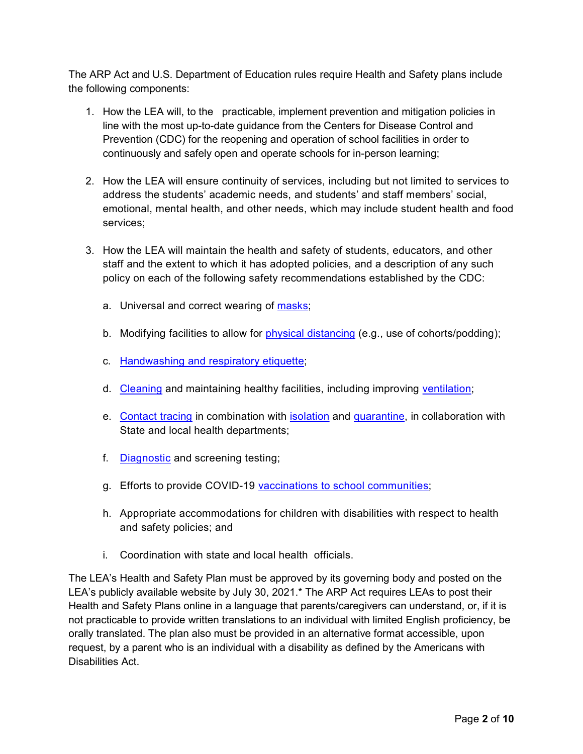The ARP Act and U.S. Department of Education rules require Health and Safety plans include the following components:

1. How the LEA will, to the practicable, implement prevention and mitigation policies in line with the most up-to-date guidance from the Centers for Disease Control and Prevention (CDC) for the reopening and operation of school facilities in order to continuously and safely open and operate schools for in-person learning;

2. How the LEA will ensure continuity of services, including but not limited to services to address the students' academic needs, and students' and staff members' social, emotional, mental health, and other needs, which may include student health and food services;

3. How the LEA will maintain the health and safety of students, educators, and other staff and the extent to which it has adopted policies, and a description of any such policy on each of the following safety recommendations established by the CDC:

   a. Universal and correct wearing of masks;

   b. Modifying facilities to allow for physical distancing (e.g., use of cohorts/podding);

   c. Handwashing and respiratory etiquette;

   d. Cleaning and maintaining healthy facilities, including improving ventilation;

   e. Contact tracing in combination with isolation and quarantine, in collaboration with State and local health departments;

   f. Diagnostic and screening testing;

   g. Efforts to provide COVID-19 vaccinations to school communities;

   h. Appropriate accommodations for children with disabilities with respect to health and safety policies; and

   i. Coordination with state and local health officials.

The LEA's Health and Safety Plan must be approved by its governing body and posted on the LEA's publicly available website by July 30, 2021.* The ARP Act requires LEAs to post their Health and Safety Plans online in a language that parents/caregivers can understand, or, if it is not practicable to provide written translations to an individual with limited English proficiency, be orally translated. The plan also must be provided in an alternative format accessible, upon request, by a parent who is an individual with a disability as defined by the Americans with Disabilities Act.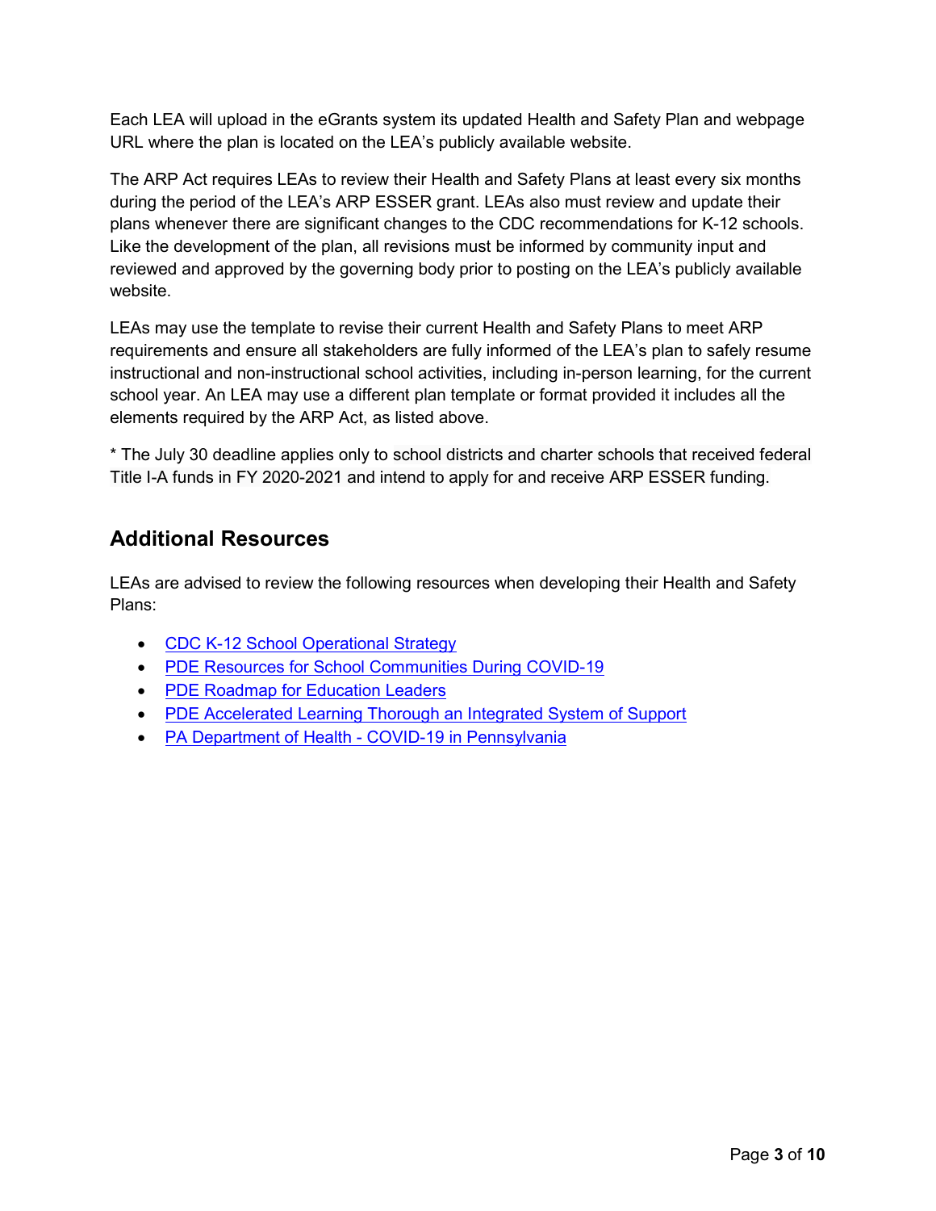Each LEA will upload in the eGrants system its updated Health and Safety Plan and webpage URL where the plan is located on the LEA's publicly available website.

The ARP Act requires LEAs to review their Health and Safety Plans at least every six months during the period of the LEA's ARP ESSER grant. LEAs also must review and update their plans whenever there are significant changes to the CDC recommendations for K-12 schools. Like the development of the plan, all revisions must be informed by community input and reviewed and approved by the governing body prior to posting on the LEA's publicly available website.

LEAs may use the template to revise their current Health and Safety Plans to meet ARP requirements and ensure all stakeholders are fully informed of the LEA's plan to safely resume instructional and non-instructional school activities, including in-person learning, for the current school year. An LEA may use a different plan template or format provided it includes all the elements required by the ARP Act, as listed above.

* The July 30 deadline applies only to school districts and charter schools that received federal Title I-A funds in FY 2020-2021 and intend to apply for and receive ARP ESSER funding.

## Additional Resources

LEAs are advised to review the following resources when developing their Health and Safety Plans:

- CDC K-12 School Operational Strategy
- PDE Resources for School Communities During COVID-19
- PDE Roadmap for Education Leaders
- PDE Accelerated Learning Thorough an Integrated System of Support
- PA Department of Health - COVID-19 in Pennsylvania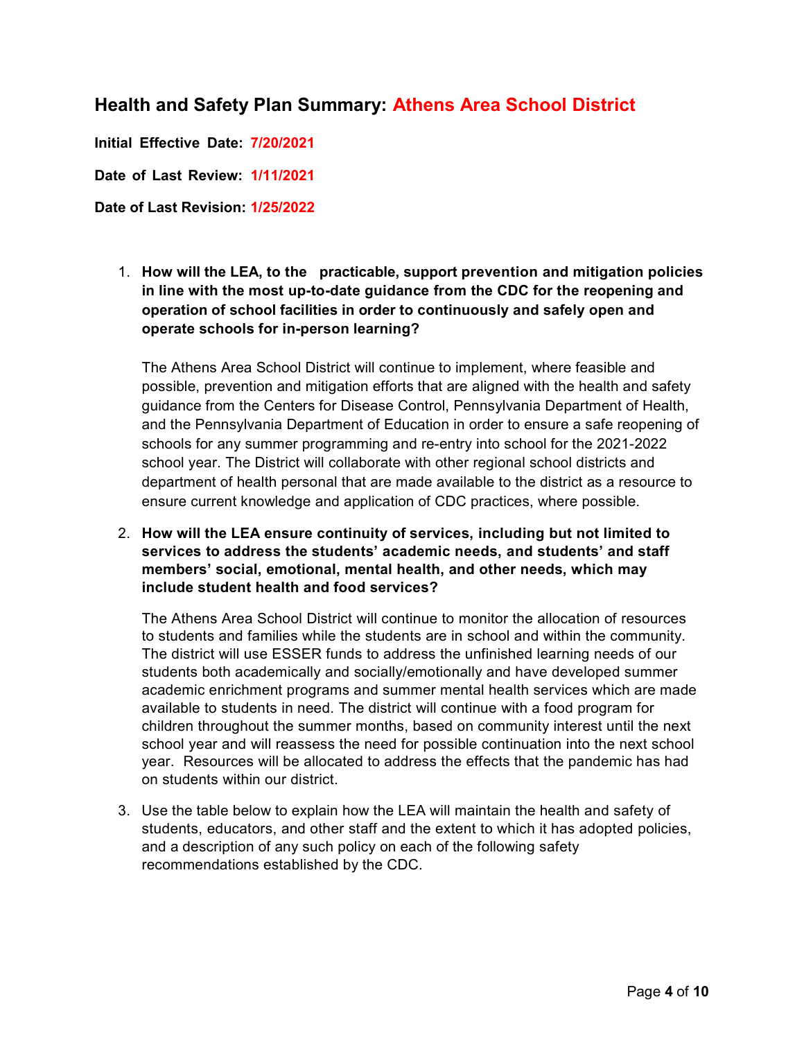## Health and Safety Plan Summary: Athens Area School District

**Initial Effective Date: 7/20/2021**

**Date of Last Review: 1/11/2021**

**Date of Last Revision: 1/25/2022**

1. **How will the LEA, to the practicable, support prevention and mitigation policies in line with the most up-to-date guidance from the CDC for the reopening and operation of school facilities in order to continuously and safely open and operate schools for in-person learning?**

   The Athens Area School District will continue to implement, where feasible and possible, prevention and mitigation efforts that are aligned with the health and safety guidance from the Centers for Disease Control, Pennsylvania Department of Health, and the Pennsylvania Department of Education in order to ensure a safe reopening of schools for any summer programming and re-entry into school for the 2021-2022 school year. The District will collaborate with other regional school districts and department of health personal that are made available to the district as a resource to ensure current knowledge and application of CDC practices, where possible.

2. **How will the LEA ensure continuity of services, including but not limited to services to address the students' academic needs, and students' and staff members' social, emotional, mental health, and other needs, which may include student health and food services?**

   The Athens Area School District will continue to monitor the allocation of resources to students and families while the students are in school and within the community. The district will use ESSER funds to address the unfinished learning needs of our students both academically and socially/emotionally and have developed summer academic enrichment programs and summer mental health services which are made available to students in need. The district will continue with a food program for children throughout the summer months, based on community interest until the next school year and will reassess the need for possible continuation into the next school year. Resources will be allocated to address the effects that the pandemic has had on students within our district.

3. Use the table below to explain how the LEA will maintain the health and safety of students, educators, and other staff and the extent to which it has adopted policies, and a description of any such policy on each of the following safety recommendations established by the CDC.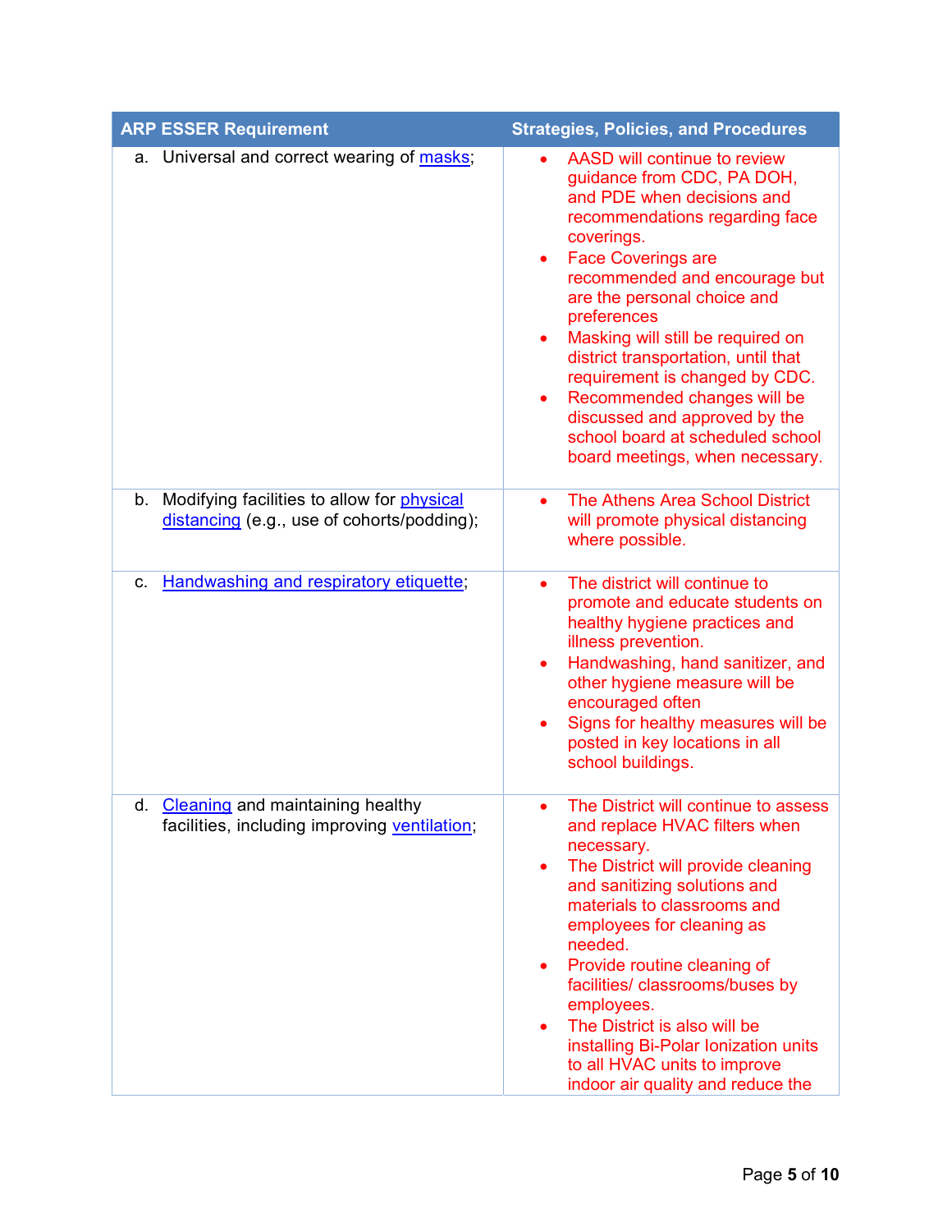| ARP ESSER Requirement | Strategies, Policies, and Procedures |
| --- | --- |
| a. Universal and correct wearing of [masks](); | • AASD will continue to review guidance from CDC, PA DOH, and PDE when decisions and recommendations regarding face coverings.<br>• Face Coverings are recommended and encourage but are the personal choice and preferences<br>• Masking will still be required on district transportation, until that requirement is changed by CDC.<br>• Recommended changes will be discussed and approved by the school board at scheduled school board meetings, when necessary. |
| b. Modifying facilities to allow for [physical distancing]() (e.g., use of cohorts/podding); | • The Athens Area School District will promote physical distancing where possible. |
| c. [Handwashing and respiratory etiquette](); | • The district will continue to promote and educate students on healthy hygiene practices and illness prevention.<br>• Handwashing, hand sanitizer, and other hygiene measure will be encouraged often<br>• Signs for healthy measures will be posted in key locations in all school buildings. |
| d. [Cleaning]() and maintaining healthy facilities, including improving [ventilation](); | • The District will continue to assess and replace HVAC filters when necessary.<br>• The District will provide cleaning and sanitizing solutions and materials to classrooms and employees for cleaning as needed.<br>• Provide routine cleaning of facilities/ classrooms/buses by employees.<br>• The District is also will be installing Bi-Polar Ionization units to all HVAC units to improve indoor air quality and reduce the |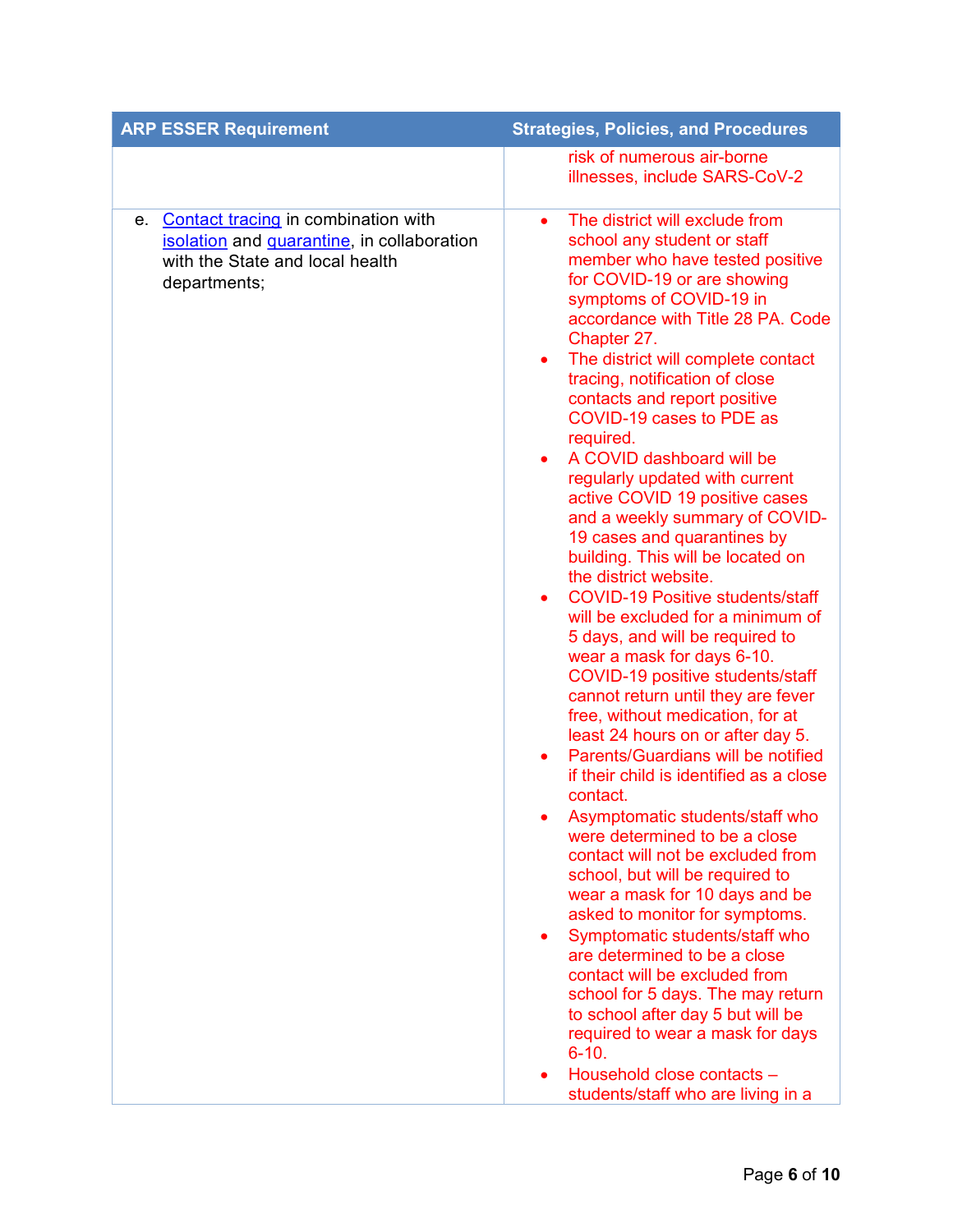| ARP ESSER Requirement | Strategies, Policies, and Procedures |
| --- | --- |
| | risk of numerous air-borne illnesses, include SARS-CoV-2 |
| e. [Contact tracing](#) in combination with [isolation](#) and [quarantine](#), in collaboration with the State and local health departments; | • The district will exclude from school any student or staff member who have tested positive for COVID-19 or are showing symptoms of COVID-19 in accordance with Title 28 PA. Code Chapter 27.<br>• The district will complete contact tracing, notification of close contacts and report positive COVID-19 cases to PDE as required.<br>• A COVID dashboard will be regularly updated with current active COVID 19 positive cases and a weekly summary of COVID-19 cases and quarantines by building. This will be located on the district website.<br>• COVID-19 Positive students/staff will be excluded for a minimum of 5 days, and will be required to wear a mask for days 6-10. COVID-19 positive students/staff cannot return until they are fever free, without medication, for at least 24 hours on or after day 5.<br>• Parents/Guardians will be notified if their child is identified as a close contact.<br>• Asymptomatic students/staff who were determined to be a close contact will not be excluded from school, but will be required to wear a mask for 10 days and be asked to monitor for symptoms.<br>• Symptomatic students/staff who are determined to be a close contact will be excluded from school for 5 days. The may return to school after day 5 but will be required to wear a mask for days 6-10.<br>• Household close contacts – students/staff who are living in a |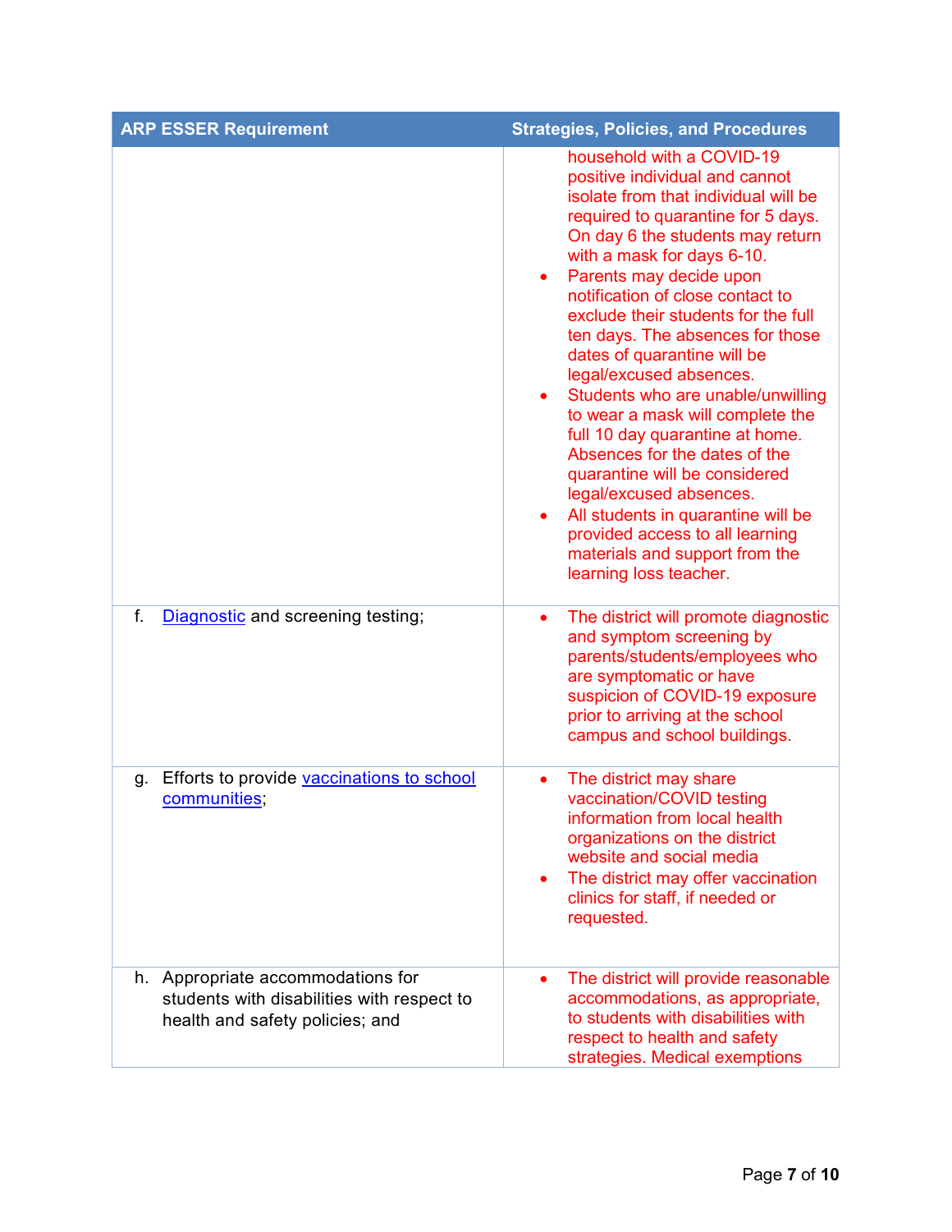| ARP ESSER Requirement | Strategies, Policies, and Procedures |
|---|---|
| | household with a COVID-19 positive individual and cannot isolate from that individual will be required to quarantine for 5 days. On day 6 the students may return with a mask for days 6-10.<br>• Parents may decide upon notification of close contact to exclude their students for the full ten days. The absences for those dates of quarantine will be legal/excused absences.<br>• Students who are unable/unwilling to wear a mask will complete the full 10 day quarantine at home. Absences for the dates of the quarantine will be considered legal/excused absences.<br>• All students in quarantine will be provided access to all learning materials and support from the learning loss teacher. |
| f. [Diagnostic]() and screening testing; | • The district will promote diagnostic and symptom screening by parents/students/employees who are symptomatic or have suspicion of COVID-19 exposure prior to arriving at the school campus and school buildings. |
| g. Efforts to provide [vaccinations to school communities](); | • The district may share vaccination/COVID testing information from local health organizations on the district website and social media<br>• The district may offer vaccination clinics for staff, if needed or requested. |
| h. Appropriate accommodations for students with disabilities with respect to health and safety policies; and | • The district will provide reasonable accommodations, as appropriate, to students with disabilities with respect to health and safety strategies. Medical exemptions |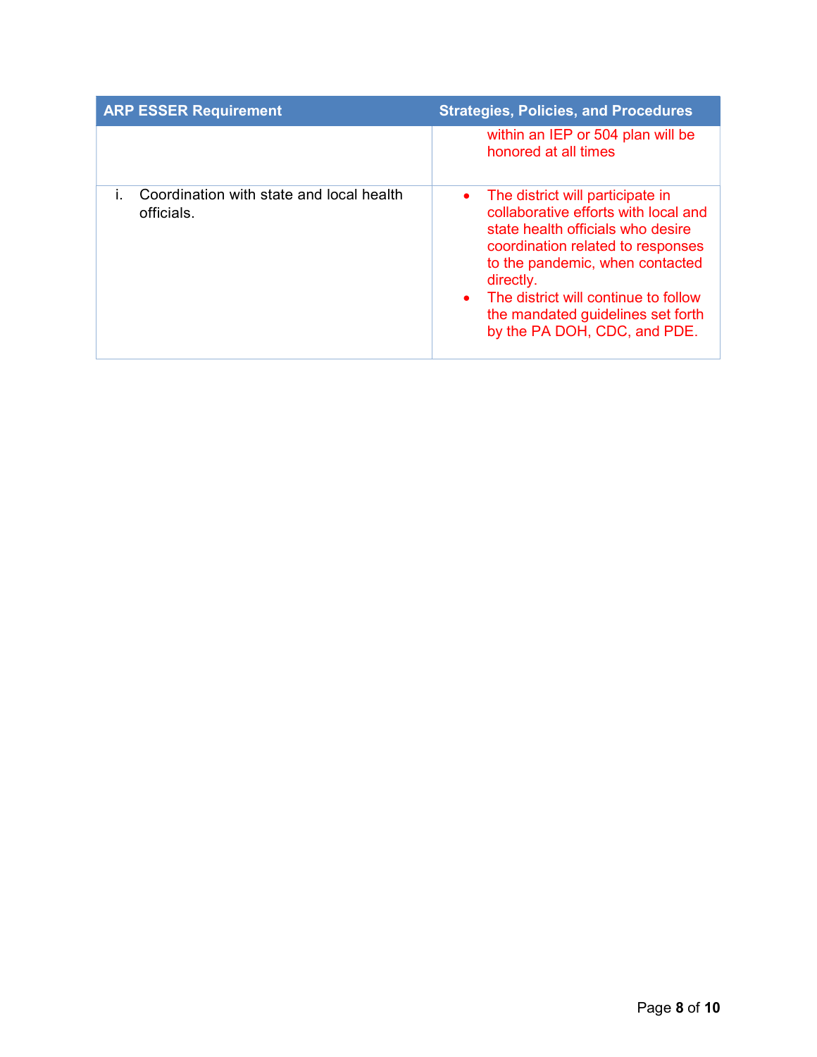| ARP ESSER Requirement | Strategies, Policies, and Procedures |
|---|---|
| | within an IEP or 504 plan will be honored at all times |
| i. Coordination with state and local health officials. | • The district will participate in collaborative efforts with local and state health officials who desire coordination related to responses to the pandemic, when contacted directly.<br>• The district will continue to follow the mandated guidelines set forth by the PA DOH, CDC, and PDE. |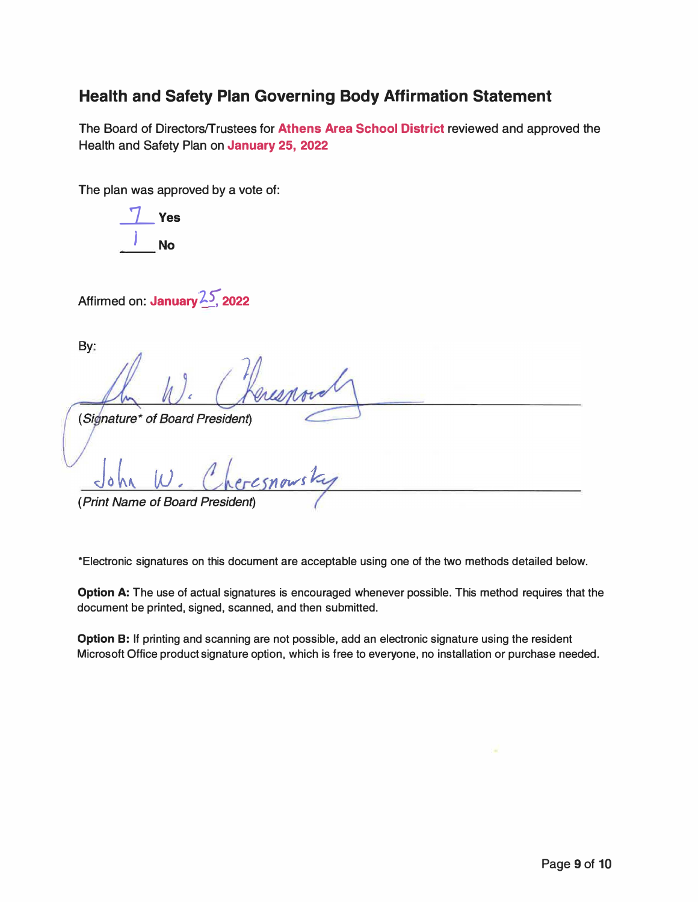## Health and Safety Plan Governing Body Affirmation Statement

The Board of Directors/Trustees for **Athens Area School District** reviewed and approved the Health and Safety Plan on **January 25, 2022**

The plan was approved by a vote of:

7 **Yes**

1 **No**

Affirmed on: **January 25, 2022**

By:

John W. Cheresnowsky

*(Signature\* of Board President)*

John W. Cheresnowsky

*(Print Name of Board President)*

\*Electronic signatures on this document are acceptable using one of the two methods detailed below.

**Option A:** The use of actual signatures is encouraged whenever possible. This method requires that the document be printed, signed, scanned, and then submitted.

**Option B:** If printing and scanning are not possible, add an electronic signature using the resident Microsoft Office product signature option, which is free to everyone, no installation or purchase needed.